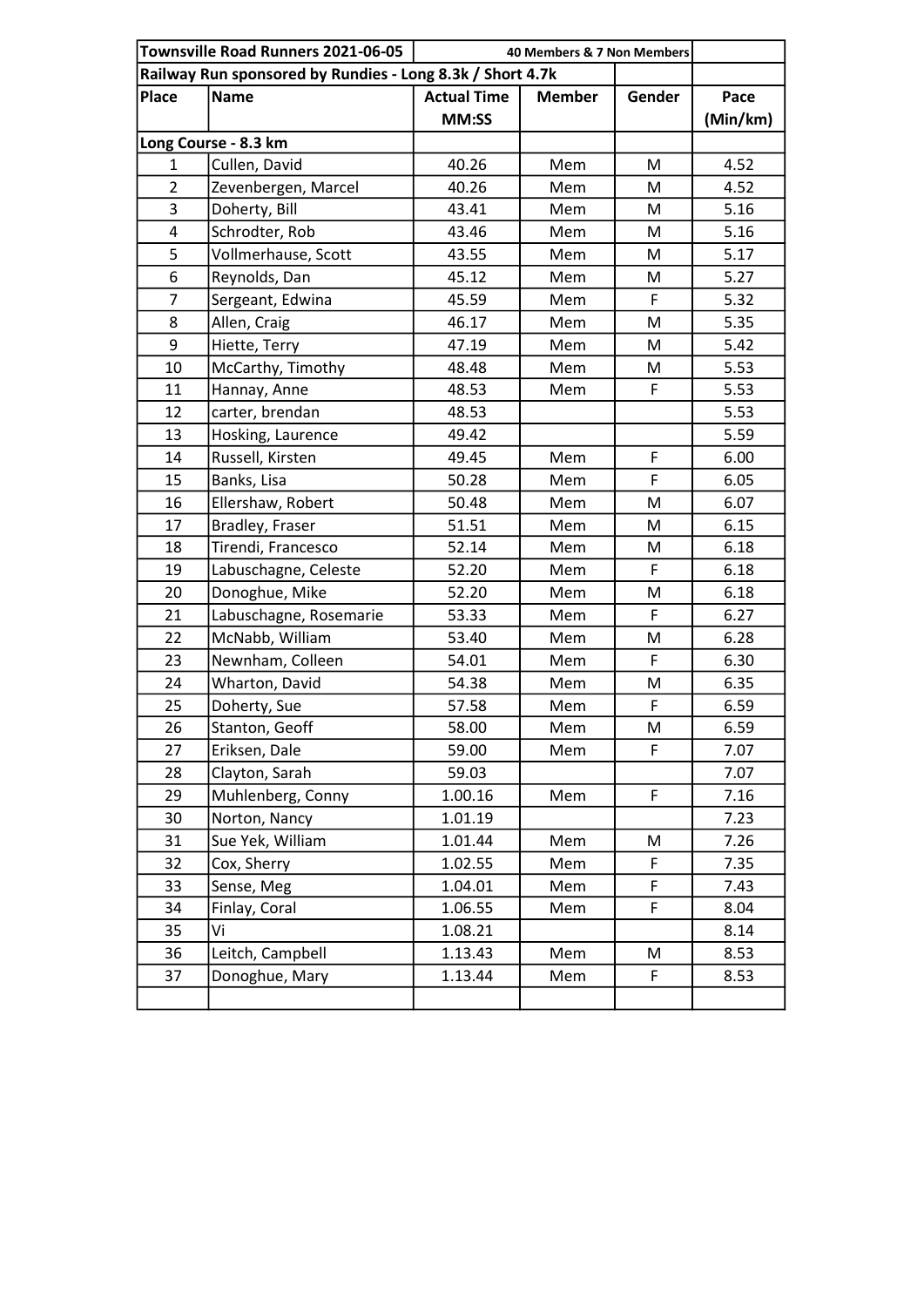| Townsville Road Runners 2021-06-05 | | 40 Members & 7 Non Members | | | |
|---|---|---|---|---|---|
| Railway Run sponsored by Rundies - Long 8.3k / Short 4.7k | | | | | |
| **Place** | **Name** | **Actual Time MM:SS** | **Member** | **Gender** | **Pace (Min/km)** |
| **Long Course - 8.3 km** | | | | | |
| 1 | Cullen, David | 40.26 | Mem | M | 4.52 |
| 2 | Zevenbergen, Marcel | 40.26 | Mem | M | 4.52 |
| 3 | Doherty, Bill | 43.41 | Mem | M | 5.16 |
| 4 | Schrodter, Rob | 43.46 | Mem | M | 5.16 |
| 5 | Vollmerhause, Scott | 43.55 | Mem | M | 5.17 |
| 6 | Reynolds, Dan | 45.12 | Mem | M | 5.27 |
| 7 | Sergeant, Edwina | 45.59 | Mem | F | 5.32 |
| 8 | Allen, Craig | 46.17 | Mem | M | 5.35 |
| 9 | Hiette, Terry | 47.19 | Mem | M | 5.42 |
| 10 | McCarthy, Timothy | 48.48 | Mem | M | 5.53 |
| 11 | Hannay, Anne | 48.53 | Mem | F | 5.53 |
| 12 | carter, brendan | 48.53 | | | 5.53 |
| 13 | Hosking, Laurence | 49.42 | | | 5.59 |
| 14 | Russell, Kirsten | 49.45 | Mem | F | 6.00 |
| 15 | Banks, Lisa | 50.28 | Mem | F | 6.05 |
| 16 | Ellershaw, Robert | 50.48 | Mem | M | 6.07 |
| 17 | Bradley, Fraser | 51.51 | Mem | M | 6.15 |
| 18 | Tirendi, Francesco | 52.14 | Mem | M | 6.18 |
| 19 | Labuschagne, Celeste | 52.20 | Mem | F | 6.18 |
| 20 | Donoghue, Mike | 52.20 | Mem | M | 6.18 |
| 21 | Labuschagne, Rosemarie | 53.33 | Mem | F | 6.27 |
| 22 | McNabb, William | 53.40 | Mem | M | 6.28 |
| 23 | Newnham, Colleen | 54.01 | Mem | F | 6.30 |
| 24 | Wharton, David | 54.38 | Mem | M | 6.35 |
| 25 | Doherty, Sue | 57.58 | Mem | F | 6.59 |
| 26 | Stanton, Geoff | 58.00 | Mem | M | 6.59 |
| 27 | Eriksen, Dale | 59.00 | Mem | F | 7.07 |
| 28 | Clayton, Sarah | 59.03 | | | 7.07 |
| 29 | Muhlenberg, Conny | 1.00.16 | Mem | F | 7.16 |
| 30 | Norton, Nancy | 1.01.19 | | | 7.23 |
| 31 | Sue Yek, William | 1.01.44 | Mem | M | 7.26 |
| 32 | Cox, Sherry | 1.02.55 | Mem | F | 7.35 |
| 33 | Sense, Meg | 1.04.01 | Mem | F | 7.43 |
| 34 | Finlay, Coral | 1.06.55 | Mem | F | 8.04 |
| 35 | Vi | 1.08.21 | | | 8.14 |
| 36 | Leitch, Campbell | 1.13.43 | Mem | M | 8.53 |
| 37 | Donoghue, Mary | 1.13.44 | Mem | F | 8.53 |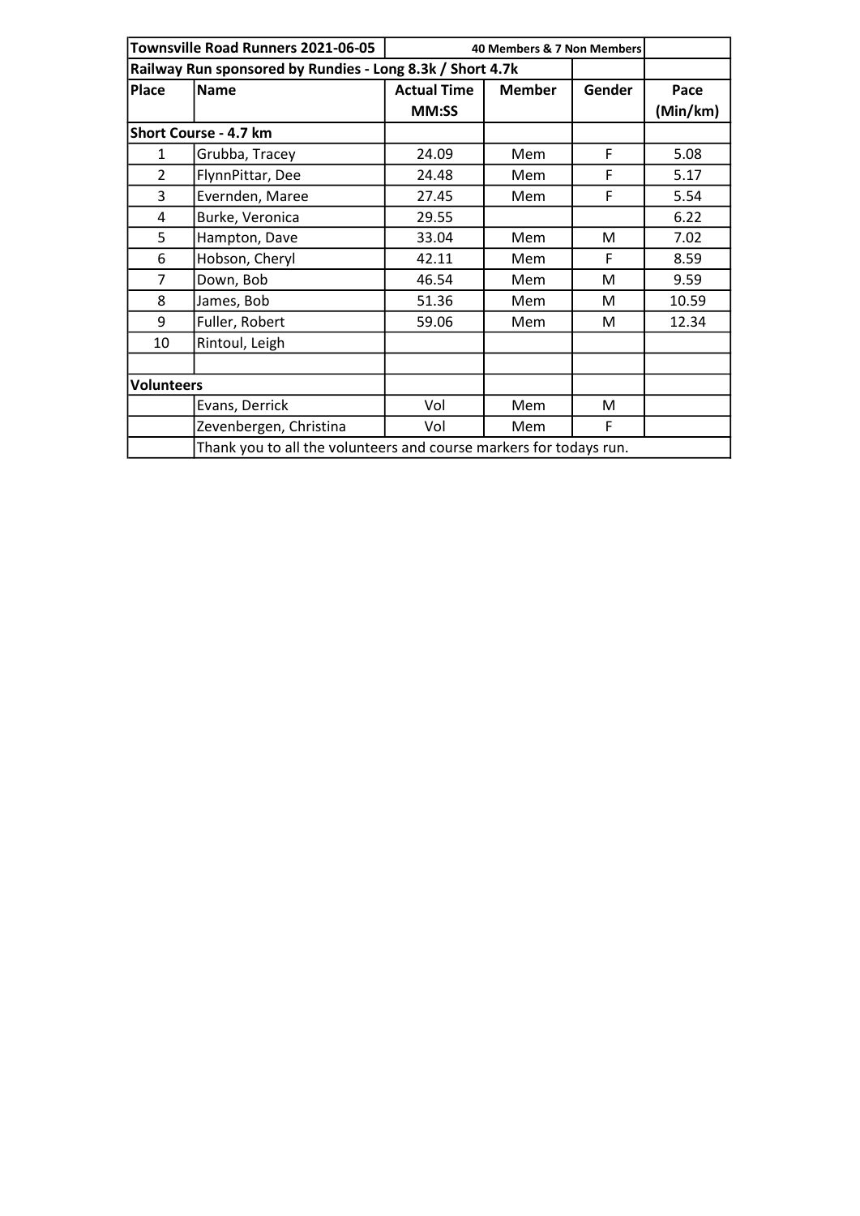| Townsville Road Runners 2021-06-05 | | 40 Members & 7 Non Members | | | |
|---|---|---|---|---|---|
| Railway Run sponsored by Rundies - Long 8.3k / Short 4.7k | | | | | |
| **Place** | **Name** | **Actual Time MM:SS** | **Member** | **Gender** | **Pace (Min/km)** |
| **Short Course - 4.7 km** | | | | | |
| 1 | Grubba, Tracey | 24.09 | Mem | F | 5.08 |
| 2 | FlynnPittar, Dee | 24.48 | Mem | F | 5.17 |
| 3 | Evernden, Maree | 27.45 | Mem | F | 5.54 |
| 4 | Burke, Veronica | 29.55 | | | 6.22 |
| 5 | Hampton, Dave | 33.04 | Mem | M | 7.02 |
| 6 | Hobson, Cheryl | 42.11 | Mem | F | 8.59 |
| 7 | Down, Bob | 46.54 | Mem | M | 9.59 |
| 8 | James, Bob | 51.36 | Mem | M | 10.59 |
| 9 | Fuller, Robert | 59.06 | Mem | M | 12.34 |
| 10 | Rintoul, Leigh | | | | |
| | | | | | |
| **Volunteers** | | | | | |
| | Evans, Derrick | Vol | Mem | M | |
| | Zevenbergen, Christina | Vol | Mem | F | |
| | Thank you to all the volunteers and course markers for todays run. | | | | |